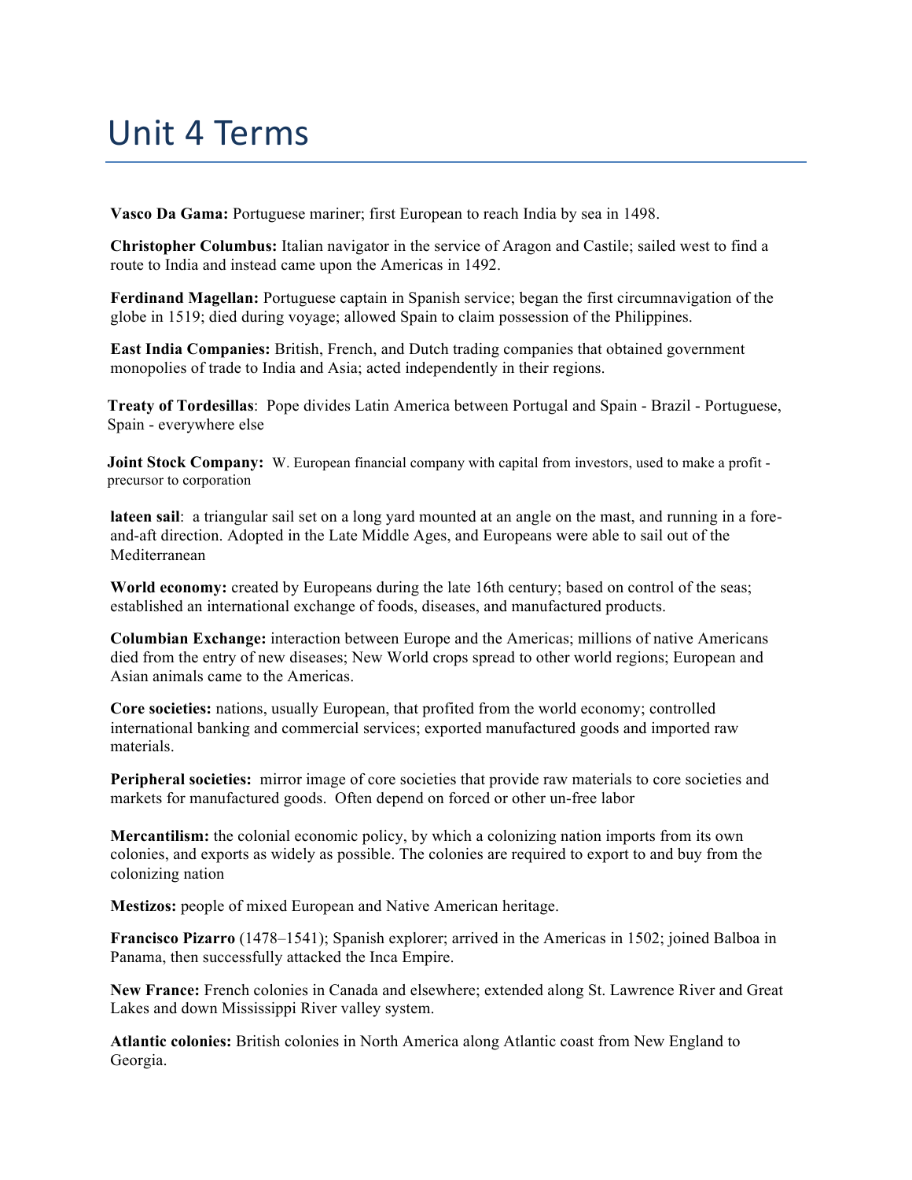# Unit 4 Terms

**Vasco Da Gama:** Portuguese mariner; first European to reach India by sea in 1498.

**Christopher Columbus:** Italian navigator in the service of Aragon and Castile; sailed west to find a route to India and instead came upon the Americas in 1492.

**Ferdinand Magellan:** Portuguese captain in Spanish service; began the first circumnavigation of the globe in 1519; died during voyage; allowed Spain to claim possession of the Philippines.

**East India Companies:** British, French, and Dutch trading companies that obtained government monopolies of trade to India and Asia; acted independently in their regions.

**Treaty of Tordesillas**: Pope divides Latin America between Portugal and Spain - Brazil - Portuguese, Spain - everywhere else

**Joint Stock Company:** W. European financial company with capital from investors, used to make a profit - precursor to corporation

**lateen sail**: a triangular sail set on a long yard mounted at an angle on the mast, and running in a fore-and-aft direction. Adopted in the Late Middle Ages, and Europeans were able to sail out of the Mediterranean

**World economy:** created by Europeans during the late 16th century; based on control of the seas; established an international exchange of foods, diseases, and manufactured products.

**Columbian Exchange:** interaction between Europe and the Americas; millions of native Americans died from the entry of new diseases; New World crops spread to other world regions; European and Asian animals came to the Americas.

**Core societies:** nations, usually European, that profited from the world economy; controlled international banking and commercial services; exported manufactured goods and imported raw materials.

**Peripheral societies:** mirror image of core societies that provide raw materials to core societies and markets for manufactured goods. Often depend on forced or other un-free labor

**Mercantilism:** the colonial economic policy, by which a colonizing nation imports from its own colonies, and exports as widely as possible. The colonies are required to export to and buy from the colonizing nation

**Mestizos:** people of mixed European and Native American heritage.

**Francisco Pizarro** (1478–1541); Spanish explorer; arrived in the Americas in 1502; joined Balboa in Panama, then successfully attacked the Inca Empire.

**New France:** French colonies in Canada and elsewhere; extended along St. Lawrence River and Great Lakes and down Mississippi River valley system.

**Atlantic colonies:** British colonies in North America along Atlantic coast from New England to Georgia.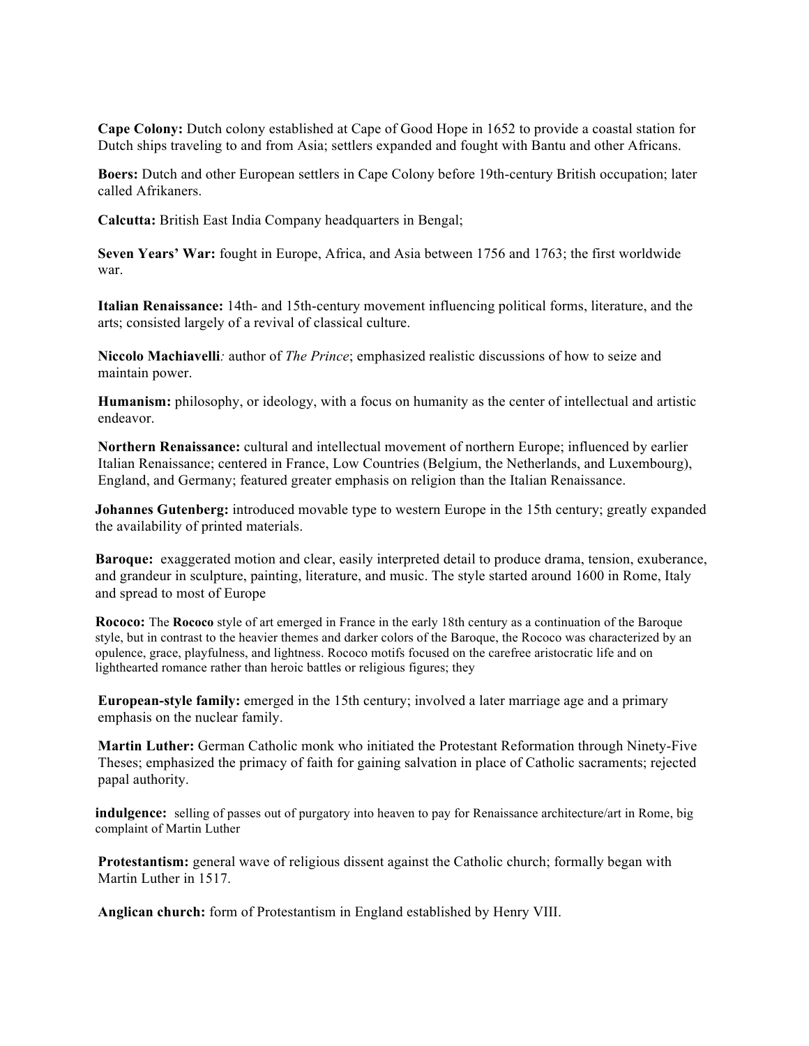**Cape Colony:** Dutch colony established at Cape of Good Hope in 1652 to provide a coastal station for Dutch ships traveling to and from Asia; settlers expanded and fought with Bantu and other Africans.

**Boers:** Dutch and other European settlers in Cape Colony before 19th-century British occupation; later called Afrikaners.

**Calcutta:** British East India Company headquarters in Bengal;

**Seven Years' War:** fought in Europe, Africa, and Asia between 1756 and 1763; the first worldwide war.

**Italian Renaissance:** 14th- and 15th-century movement influencing political forms, literature, and the arts; consisted largely of a revival of classical culture.

**Niccolo Machiavelli***:* author of *The Prince*; emphasized realistic discussions of how to seize and maintain power.

**Humanism:** philosophy, or ideology, with a focus on humanity as the center of intellectual and artistic endeavor.

**Northern Renaissance:** cultural and intellectual movement of northern Europe; influenced by earlier Italian Renaissance; centered in France, Low Countries (Belgium, the Netherlands, and Luxembourg), England, and Germany; featured greater emphasis on religion than the Italian Renaissance.

**Johannes Gutenberg:** introduced movable type to western Europe in the 15th century; greatly expanded the availability of printed materials.

**Baroque:** exaggerated motion and clear, easily interpreted detail to produce drama, tension, exuberance, and grandeur in sculpture, painting, literature, and music. The style started around 1600 in Rome, Italy and spread to most of Europe

**Rococo:** The **Rococo** style of art emerged in France in the early 18th century as a continuation of the Baroque style, but in contrast to the heavier themes and darker colors of the Baroque, the Rococo was characterized by an opulence, grace, playfulness, and lightness. Rococo motifs focused on the carefree aristocratic life and on lighthearted romance rather than heroic battles or religious figures; they

**European-style family:** emerged in the 15th century; involved a later marriage age and a primary emphasis on the nuclear family.

**Martin Luther:** German Catholic monk who initiated the Protestant Reformation through Ninety-Five Theses; emphasized the primacy of faith for gaining salvation in place of Catholic sacraments; rejected papal authority.

**indulgence:** selling of passes out of purgatory into heaven to pay for Renaissance architecture/art in Rome, big complaint of Martin Luther

**Protestantism:** general wave of religious dissent against the Catholic church; formally began with Martin Luther in 1517.

**Anglican church:** form of Protestantism in England established by Henry VIII.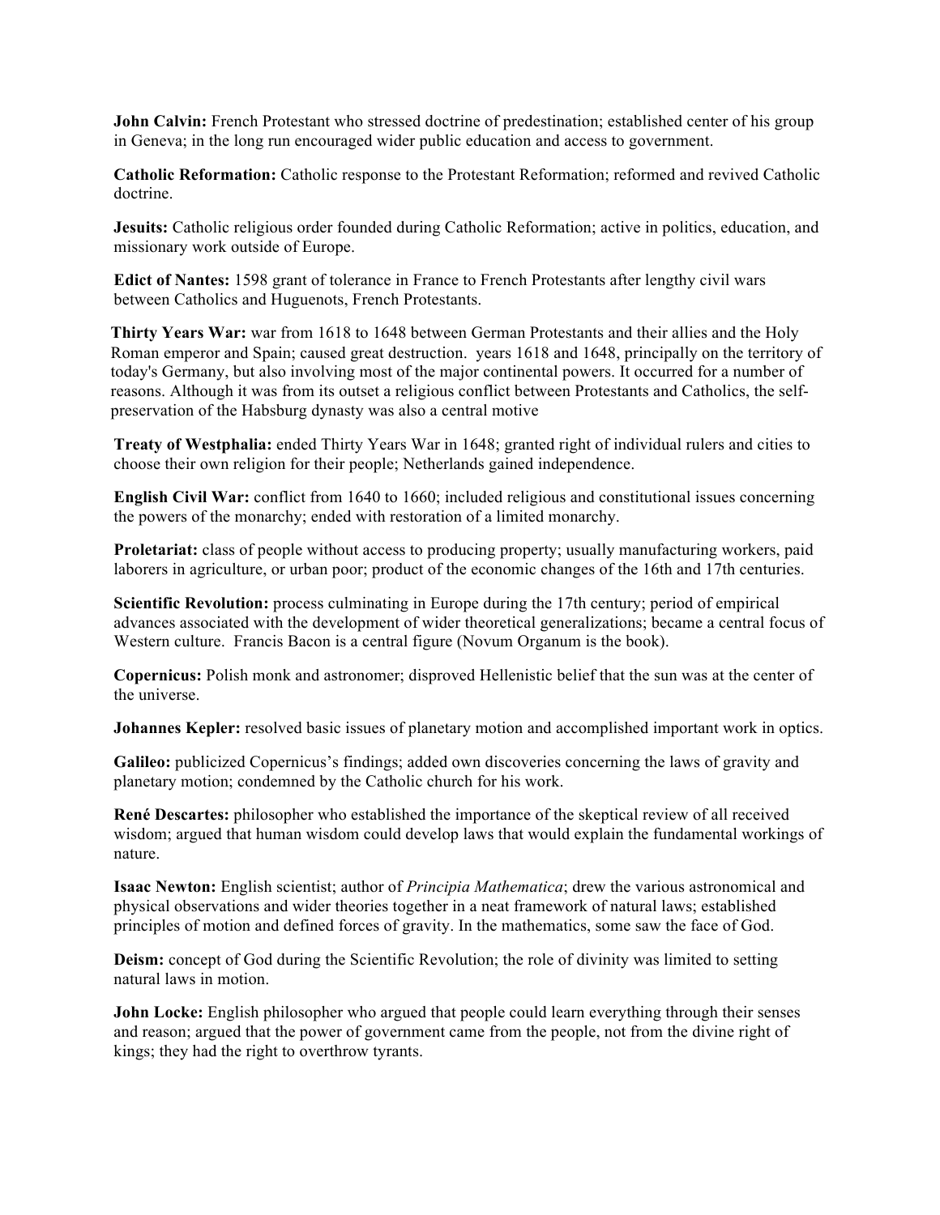**John Calvin:** French Protestant who stressed doctrine of predestination; established center of his group in Geneva; in the long run encouraged wider public education and access to government.

**Catholic Reformation:** Catholic response to the Protestant Reformation; reformed and revived Catholic doctrine.

**Jesuits:** Catholic religious order founded during Catholic Reformation; active in politics, education, and missionary work outside of Europe.

**Edict of Nantes:** 1598 grant of tolerance in France to French Protestants after lengthy civil wars between Catholics and Huguenots, French Protestants.

**Thirty Years War:** war from 1618 to 1648 between German Protestants and their allies and the Holy Roman emperor and Spain; caused great destruction.  years 1618 and 1648, principally on the territory of today's Germany, but also involving most of the major continental powers. It occurred for a number of reasons. Although it was from its outset a religious conflict between Protestants and Catholics, the self-preservation of the Habsburg dynasty was also a central motive

**Treaty of Westphalia:** ended Thirty Years War in 1648; granted right of individual rulers and cities to choose their own religion for their people; Netherlands gained independence.

**English Civil War:** conflict from 1640 to 1660; included religious and constitutional issues concerning the powers of the monarchy; ended with restoration of a limited monarchy.

**Proletariat:** class of people without access to producing property; usually manufacturing workers, paid laborers in agriculture, or urban poor; product of the economic changes of the 16th and 17th centuries.

**Scientific Revolution:** process culminating in Europe during the 17th century; period of empirical advances associated with the development of wider theoretical generalizations; became a central focus of Western culture.  Francis Bacon is a central figure (Novum Organum is the book).

**Copernicus:** Polish monk and astronomer; disproved Hellenistic belief that the sun was at the center of the universe.

**Johannes Kepler:** resolved basic issues of planetary motion and accomplished important work in optics.

**Galileo:** publicized Copernicus's findings; added own discoveries concerning the laws of gravity and planetary motion; condemned by the Catholic church for his work.

**René Descartes:** philosopher who established the importance of the skeptical review of all received wisdom; argued that human wisdom could develop laws that would explain the fundamental workings of nature.

**Isaac Newton:** English scientist; author of *Principia Mathematica*; drew the various astronomical and physical observations and wider theories together in a neat framework of natural laws; established principles of motion and defined forces of gravity. In the mathematics, some saw the face of God.

**Deism:** concept of God during the Scientific Revolution; the role of divinity was limited to setting natural laws in motion.

**John Locke:** English philosopher who argued that people could learn everything through their senses and reason; argued that the power of government came from the people, not from the divine right of kings; they had the right to overthrow tyrants.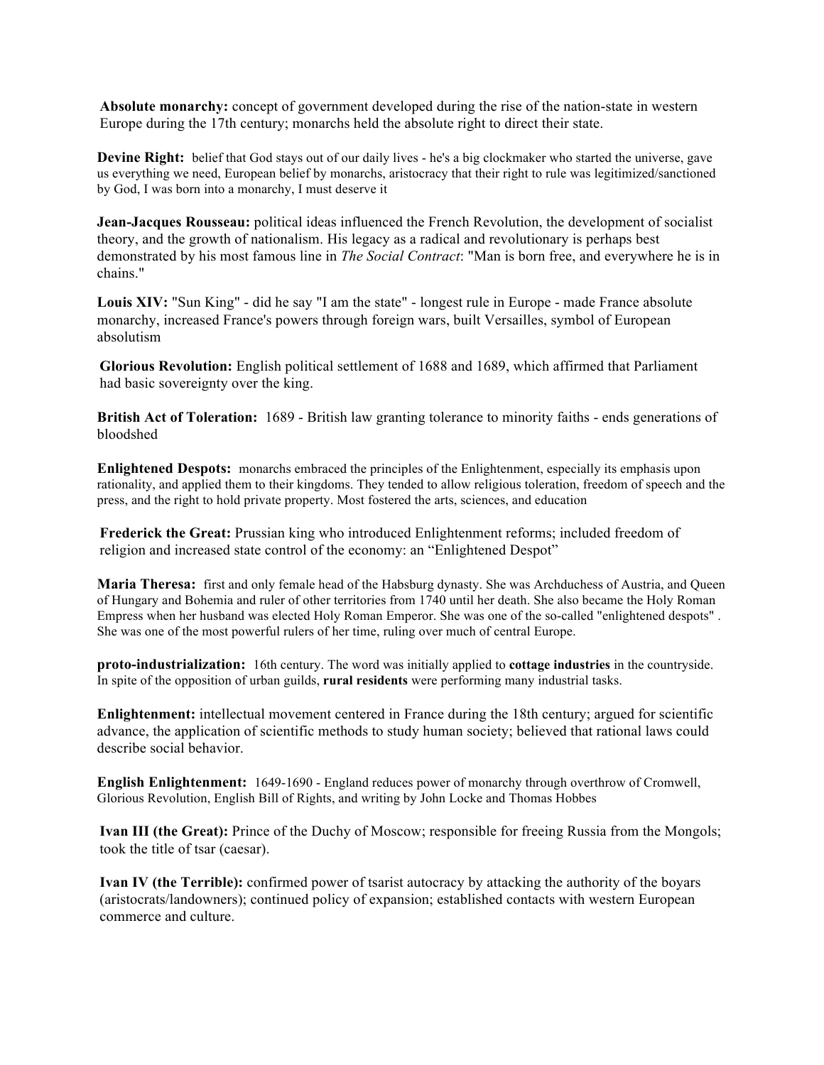**Absolute monarchy:** concept of government developed during the rise of the nation-state in western Europe during the 17th century; monarchs held the absolute right to direct their state.

**Devine Right:** belief that God stays out of our daily lives - he's a big clockmaker who started the universe, gave us everything we need, European belief by monarchs, aristocracy that their right to rule was legitimized/sanctioned by God, I was born into a monarchy, I must deserve it

**Jean-Jacques Rousseau:** political ideas influenced the French Revolution, the development of socialist theory, and the growth of nationalism. His legacy as a radical and revolutionary is perhaps best demonstrated by his most famous line in *The Social Contract*: "Man is born free, and everywhere he is in chains."

**Louis XIV:** "Sun King" - did he say "I am the state" - longest rule in Europe - made France absolute monarchy, increased France's powers through foreign wars, built Versailles, symbol of European absolutism

**Glorious Revolution:** English political settlement of 1688 and 1689, which affirmed that Parliament had basic sovereignty over the king.

**British Act of Toleration:** 1689 - British law granting tolerance to minority faiths - ends generations of bloodshed

**Enlightened Despots:** monarchs embraced the principles of the Enlightenment, especially its emphasis upon rationality, and applied them to their kingdoms. They tended to allow religious toleration, freedom of speech and the press, and the right to hold private property. Most fostered the arts, sciences, and education

**Frederick the Great:** Prussian king who introduced Enlightenment reforms; included freedom of religion and increased state control of the economy: an "Enlightened Despot"

**Maria Theresa:** first and only female head of the Habsburg dynasty. She was Archduchess of Austria, and Queen of Hungary and Bohemia and ruler of other territories from 1740 until her death. She also became the Holy Roman Empress when her husband was elected Holy Roman Emperor. She was one of the so-called "enlightened despots" . She was one of the most powerful rulers of her time, ruling over much of central Europe.

**proto-industrialization:** 16th century. The word was initially applied to **cottage industries** in the countryside. In spite of the opposition of urban guilds, **rural residents** were performing many industrial tasks.

**Enlightenment:** intellectual movement centered in France during the 18th century; argued for scientific advance, the application of scientific methods to study human society; believed that rational laws could describe social behavior.

**English Enlightenment:** 1649-1690 - England reduces power of monarchy through overthrow of Cromwell, Glorious Revolution, English Bill of Rights, and writing by John Locke and Thomas Hobbes

**Ivan III (the Great):** Prince of the Duchy of Moscow; responsible for freeing Russia from the Mongols; took the title of tsar (caesar).

**Ivan IV (the Terrible):** confirmed power of tsarist autocracy by attacking the authority of the boyars (aristocrats/landowners); continued policy of expansion; established contacts with western European commerce and culture.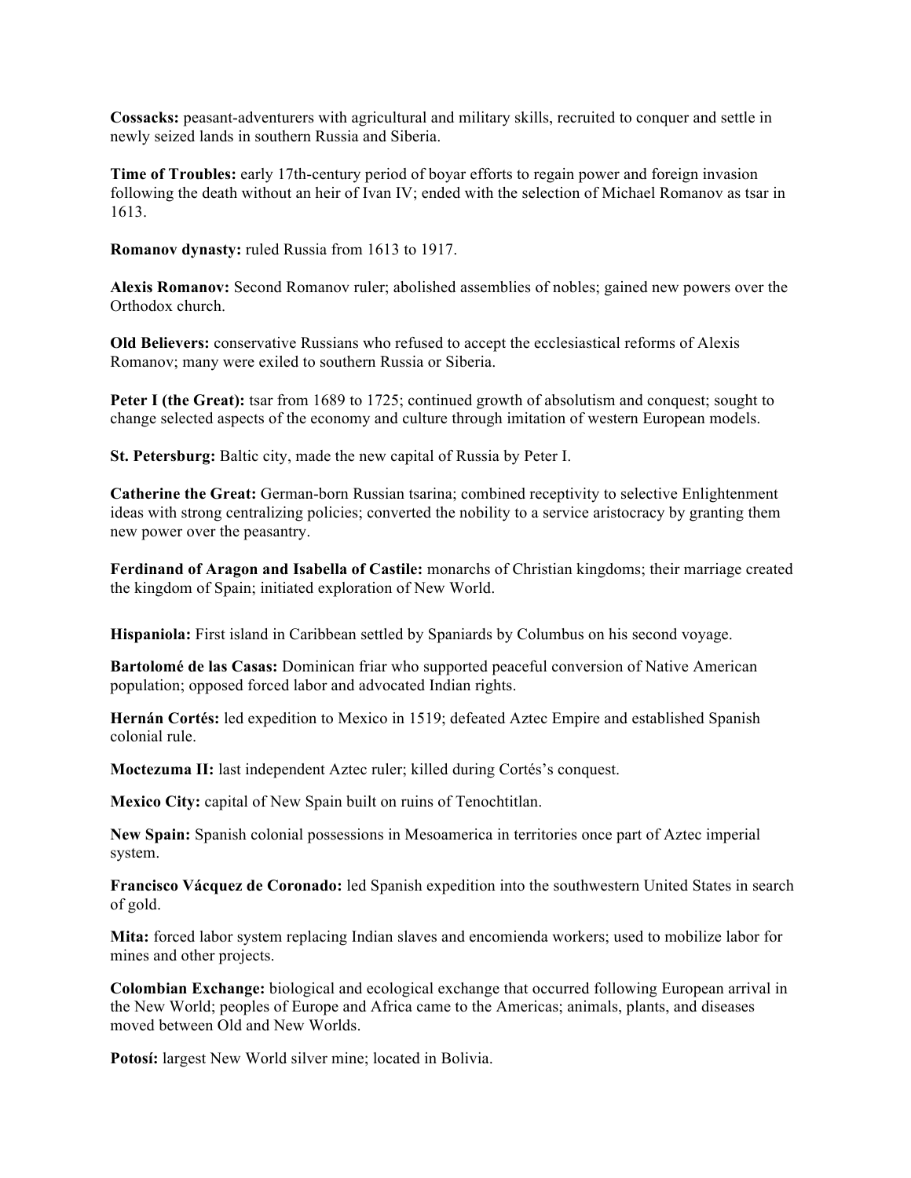**Cossacks:** peasant-adventurers with agricultural and military skills, recruited to conquer and settle in newly seized lands in southern Russia and Siberia.

**Time of Troubles:** early 17th-century period of boyar efforts to regain power and foreign invasion following the death without an heir of Ivan IV; ended with the selection of Michael Romanov as tsar in 1613.

**Romanov dynasty:** ruled Russia from 1613 to 1917.

**Alexis Romanov:** Second Romanov ruler; abolished assemblies of nobles; gained new powers over the Orthodox church.

**Old Believers:** conservative Russians who refused to accept the ecclesiastical reforms of Alexis Romanov; many were exiled to southern Russia or Siberia.

**Peter I (the Great):** tsar from 1689 to 1725; continued growth of absolutism and conquest; sought to change selected aspects of the economy and culture through imitation of western European models.

**St. Petersburg:** Baltic city, made the new capital of Russia by Peter I.

**Catherine the Great:** German-born Russian tsarina; combined receptivity to selective Enlightenment ideas with strong centralizing policies; converted the nobility to a service aristocracy by granting them new power over the peasantry.

**Ferdinand of Aragon and Isabella of Castile:** monarchs of Christian kingdoms; their marriage created the kingdom of Spain; initiated exploration of New World.

**Hispaniola:** First island in Caribbean settled by Spaniards by Columbus on his second voyage.

**Bartolomé de las Casas:** Dominican friar who supported peaceful conversion of Native American population; opposed forced labor and advocated Indian rights.

**Hernán Cortés:** led expedition to Mexico in 1519; defeated Aztec Empire and established Spanish colonial rule.

**Moctezuma II:** last independent Aztec ruler; killed during Cortés's conquest.

**Mexico City:** capital of New Spain built on ruins of Tenochtitlan.

**New Spain:** Spanish colonial possessions in Mesoamerica in territories once part of Aztec imperial system.

**Francisco Vácquez de Coronado:** led Spanish expedition into the southwestern United States in search of gold.

**Mita:** forced labor system replacing Indian slaves and encomienda workers; used to mobilize labor for mines and other projects.

**Colombian Exchange:** biological and ecological exchange that occurred following European arrival in the New World; peoples of Europe and Africa came to the Americas; animals, plants, and diseases moved between Old and New Worlds.

**Potosí:** largest New World silver mine; located in Bolivia.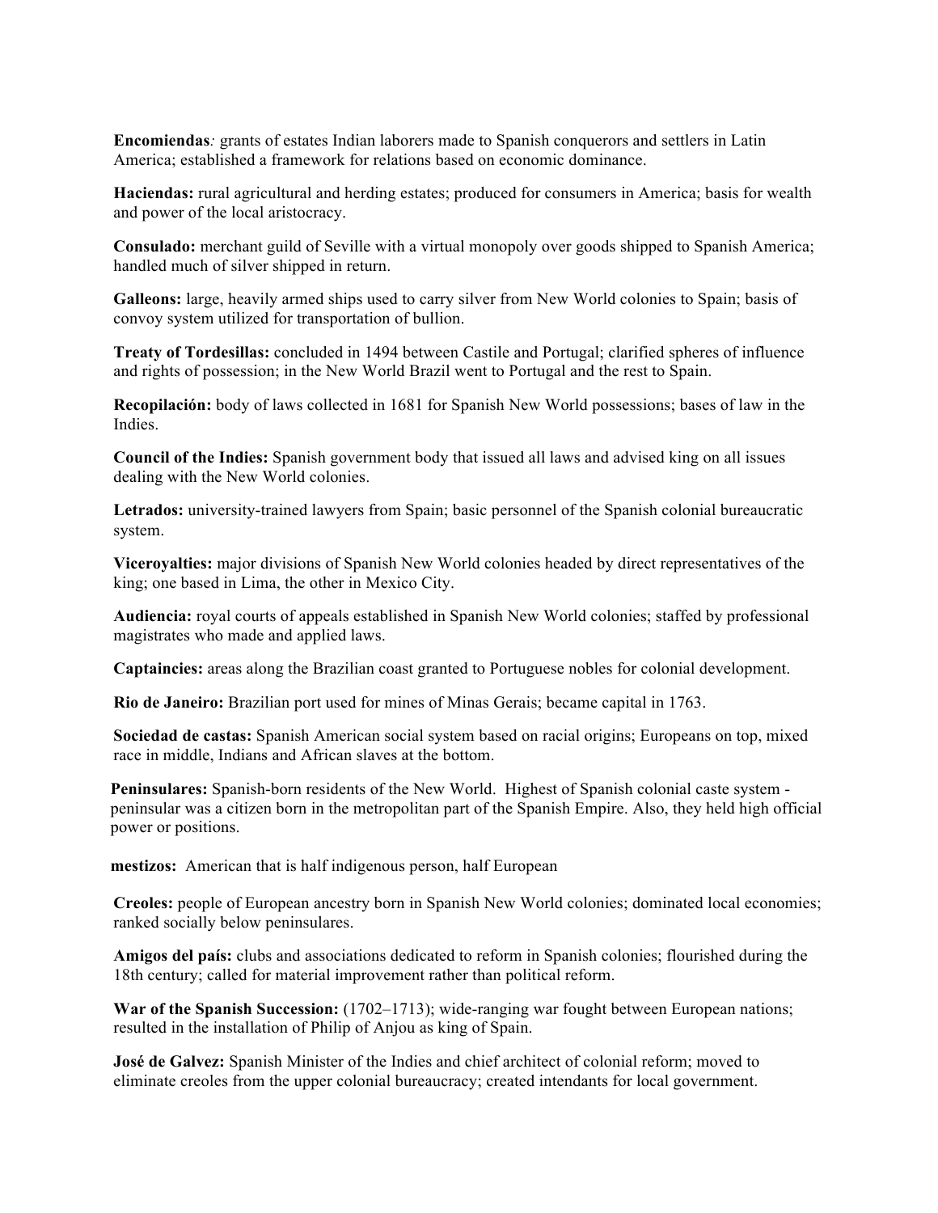**Encomiendas***:* grants of estates Indian laborers made to Spanish conquerors and settlers in Latin America; established a framework for relations based on economic dominance.

**Haciendas:** rural agricultural and herding estates; produced for consumers in America; basis for wealth and power of the local aristocracy.

**Consulado:** merchant guild of Seville with a virtual monopoly over goods shipped to Spanish America; handled much of silver shipped in return.

**Galleons:** large, heavily armed ships used to carry silver from New World colonies to Spain; basis of convoy system utilized for transportation of bullion.

**Treaty of Tordesillas:** concluded in 1494 between Castile and Portugal; clarified spheres of influence and rights of possession; in the New World Brazil went to Portugal and the rest to Spain.

**Recopilación:** body of laws collected in 1681 for Spanish New World possessions; bases of law in the Indies.

**Council of the Indies:** Spanish government body that issued all laws and advised king on all issues dealing with the New World colonies.

**Letrados:** university-trained lawyers from Spain; basic personnel of the Spanish colonial bureaucratic system.

**Viceroyalties:** major divisions of Spanish New World colonies headed by direct representatives of the king; one based in Lima, the other in Mexico City.

**Audiencia:** royal courts of appeals established in Spanish New World colonies; staffed by professional magistrates who made and applied laws.

**Captaincies:** areas along the Brazilian coast granted to Portuguese nobles for colonial development.

**Rio de Janeiro:** Brazilian port used for mines of Minas Gerais; became capital in 1763.

**Sociedad de castas:** Spanish American social system based on racial origins; Europeans on top, mixed race in middle, Indians and African slaves at the bottom.

**Peninsulares:** Spanish-born residents of the New World. Highest of Spanish colonial caste system - peninsular was a citizen born in the metropolitan part of the Spanish Empire. Also, they held high official power or positions.

**mestizos:** American that is half indigenous person, half European

**Creoles:** people of European ancestry born in Spanish New World colonies; dominated local economies; ranked socially below peninsulares.

**Amigos del país:** clubs and associations dedicated to reform in Spanish colonies; flourished during the 18th century; called for material improvement rather than political reform.

**War of the Spanish Succession:** (1702–1713); wide-ranging war fought between European nations; resulted in the installation of Philip of Anjou as king of Spain.

**José de Galvez:** Spanish Minister of the Indies and chief architect of colonial reform; moved to eliminate creoles from the upper colonial bureaucracy; created intendants for local government.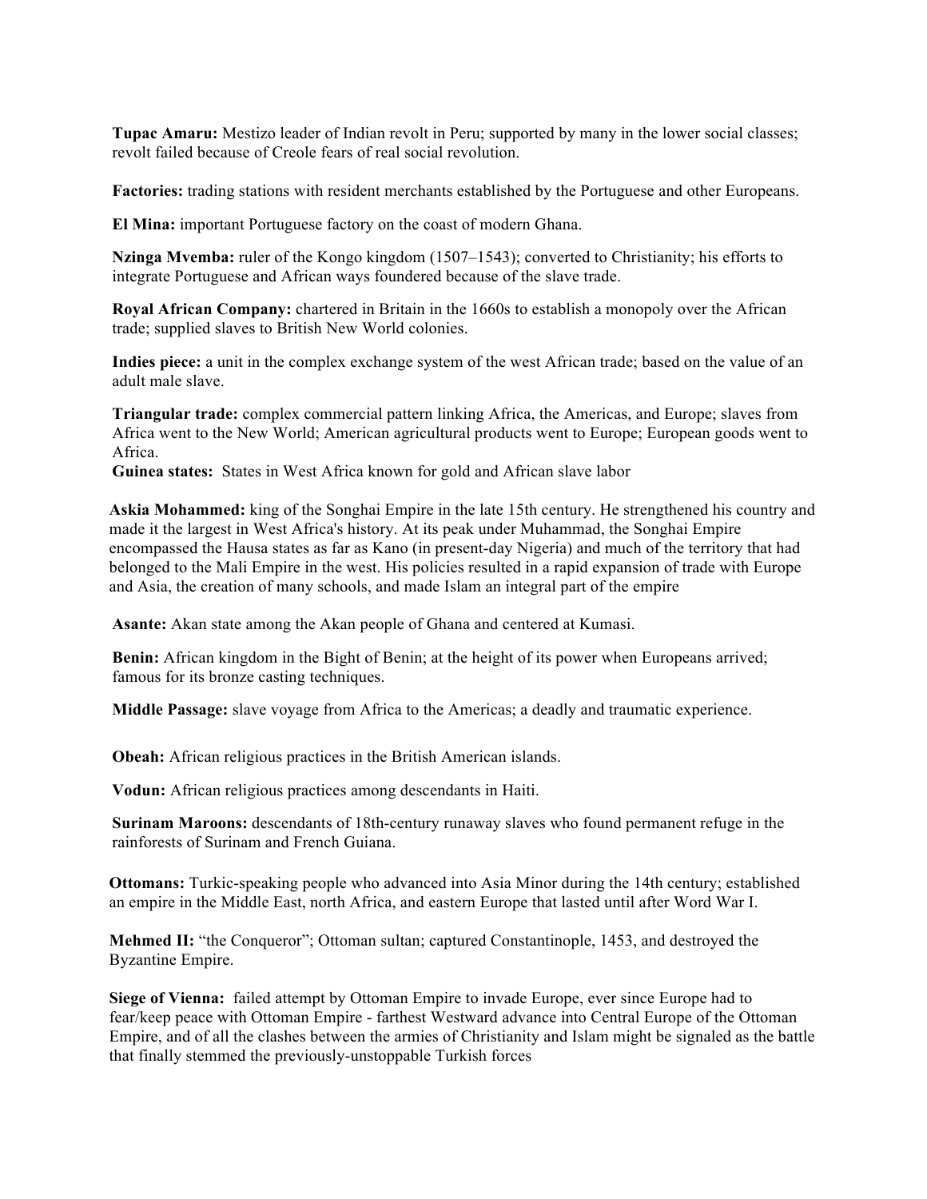**Tupac Amaru:** Mestizo leader of Indian revolt in Peru; supported by many in the lower social classes; revolt failed because of Creole fears of real social revolution.

**Factories:** trading stations with resident merchants established by the Portuguese and other Europeans.

**El Mina:** important Portuguese factory on the coast of modern Ghana.

**Nzinga Mvemba:** ruler of the Kongo kingdom (1507–1543); converted to Christianity; his efforts to integrate Portuguese and African ways foundered because of the slave trade.

**Royal African Company:** chartered in Britain in the 1660s to establish a monopoly over the African trade; supplied slaves to British New World colonies.

**Indies piece:** a unit in the complex exchange system of the west African trade; based on the value of an adult male slave.

**Triangular trade:** complex commercial pattern linking Africa, the Americas, and Europe; slaves from Africa went to the New World; American agricultural products went to Europe; European goods went to Africa.

**Guinea states:** States in West Africa known for gold and African slave labor

**Askia Mohammed:** king of the Songhai Empire in the late 15th century. He strengthened his country and made it the largest in West Africa's history. At its peak under Muhammad, the Songhai Empire encompassed the Hausa states as far as Kano (in present-day Nigeria) and much of the territory that had belonged to the Mali Empire in the west. His policies resulted in a rapid expansion of trade with Europe and Asia, the creation of many schools, and made Islam an integral part of the empire

**Asante:** Akan state among the Akan people of Ghana and centered at Kumasi.

**Benin:** African kingdom in the Bight of Benin; at the height of its power when Europeans arrived; famous for its bronze casting techniques.

**Middle Passage:** slave voyage from Africa to the Americas; a deadly and traumatic experience.

**Obeah:** African religious practices in the British American islands.

**Vodun:** African religious practices among descendants in Haiti.

**Surinam Maroons:** descendants of 18th-century runaway slaves who found permanent refuge in the rainforests of Surinam and French Guiana.

**Ottomans:** Turkic-speaking people who advanced into Asia Minor during the 14th century; established an empire in the Middle East, north Africa, and eastern Europe that lasted until after Word War I.

**Mehmed II:** "the Conqueror"; Ottoman sultan; captured Constantinople, 1453, and destroyed the Byzantine Empire.

**Siege of Vienna:** failed attempt by Ottoman Empire to invade Europe, ever since Europe had to fear/keep peace with Ottoman Empire - farthest Westward advance into Central Europe of the Ottoman Empire, and of all the clashes between the armies of Christianity and Islam might be signaled as the battle that finally stemmed the previously-unstoppable Turkish forces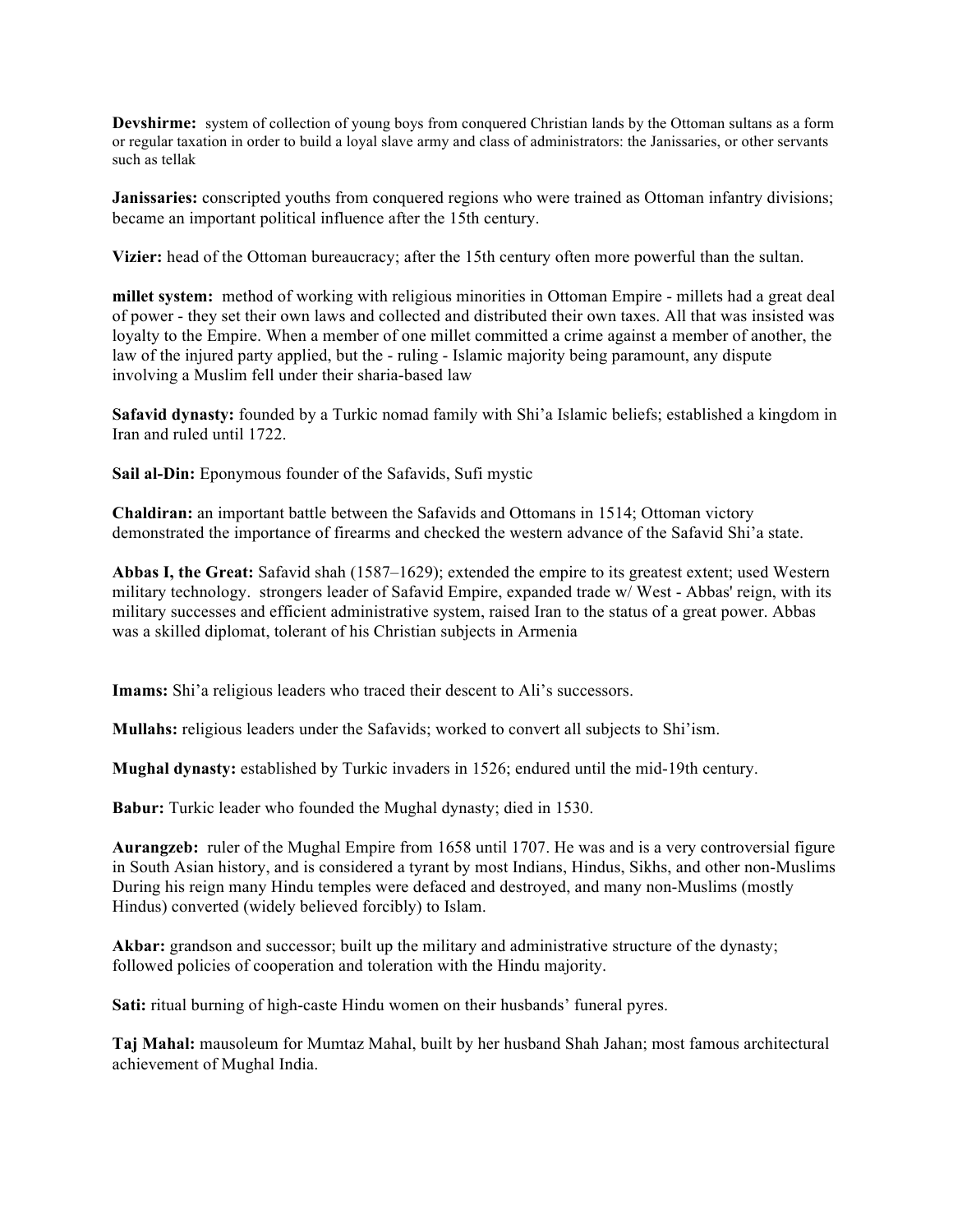**Devshirme:** system of collection of young boys from conquered Christian lands by the Ottoman sultans as a form or regular taxation in order to build a loyal slave army and class of administrators: the Janissaries, or other servants such as tellak

**Janissaries:** conscripted youths from conquered regions who were trained as Ottoman infantry divisions; became an important political influence after the 15th century.

**Vizier:** head of the Ottoman bureaucracy; after the 15th century often more powerful than the sultan.

**millet system:** method of working with religious minorities in Ottoman Empire - millets had a great deal of power - they set their own laws and collected and distributed their own taxes. All that was insisted was loyalty to the Empire. When a member of one millet committed a crime against a member of another, the law of the injured party applied, but the - ruling - Islamic majority being paramount, any dispute involving a Muslim fell under their sharia-based law

**Safavid dynasty:** founded by a Turkic nomad family with Shi'a Islamic beliefs; established a kingdom in Iran and ruled until 1722.

**Sail al-Din:** Eponymous founder of the Safavids, Sufi mystic

**Chaldiran:** an important battle between the Safavids and Ottomans in 1514; Ottoman victory demonstrated the importance of firearms and checked the western advance of the Safavid Shi'a state.

**Abbas I, the Great:** Safavid shah (1587–1629); extended the empire to its greatest extent; used Western military technology. strongers leader of Safavid Empire, expanded trade w/ West - Abbas' reign, with its military successes and efficient administrative system, raised Iran to the status of a great power. Abbas was a skilled diplomat, tolerant of his Christian subjects in Armenia

**Imams:** Shi'a religious leaders who traced their descent to Ali's successors.

**Mullahs:** religious leaders under the Safavids; worked to convert all subjects to Shi'ism.

**Mughal dynasty:** established by Turkic invaders in 1526; endured until the mid-19th century.

**Babur:** Turkic leader who founded the Mughal dynasty; died in 1530.

**Aurangzeb:** ruler of the Mughal Empire from 1658 until 1707. He was and is a very controversial figure in South Asian history, and is considered a tyrant by most Indians, Hindus, Sikhs, and other non-Muslims During his reign many Hindu temples were defaced and destroyed, and many non-Muslims (mostly Hindus) converted (widely believed forcibly) to Islam.

**Akbar:** grandson and successor; built up the military and administrative structure of the dynasty; followed policies of cooperation and toleration with the Hindu majority.

**Sati:** ritual burning of high-caste Hindu women on their husbands' funeral pyres.

**Taj Mahal:** mausoleum for Mumtaz Mahal, built by her husband Shah Jahan; most famous architectural achievement of Mughal India.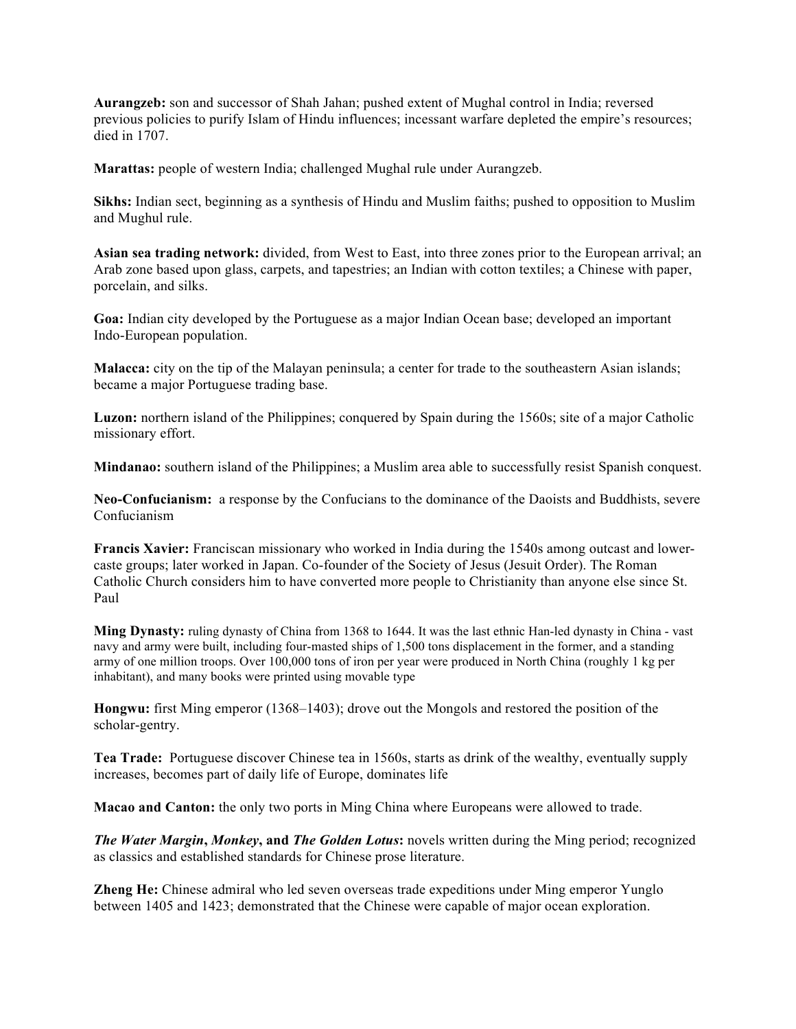**Aurangzeb:** son and successor of Shah Jahan; pushed extent of Mughal control in India; reversed previous policies to purify Islam of Hindu influences; incessant warfare depleted the empire's resources; died in 1707.

**Marattas:** people of western India; challenged Mughal rule under Aurangzeb.

**Sikhs:** Indian sect, beginning as a synthesis of Hindu and Muslim faiths; pushed to opposition to Muslim and Mughul rule.

**Asian sea trading network:** divided, from West to East, into three zones prior to the European arrival; an Arab zone based upon glass, carpets, and tapestries; an Indian with cotton textiles; a Chinese with paper, porcelain, and silks.

**Goa:** Indian city developed by the Portuguese as a major Indian Ocean base; developed an important Indo-European population.

**Malacca:** city on the tip of the Malayan peninsula; a center for trade to the southeastern Asian islands; became a major Portuguese trading base.

**Luzon:** northern island of the Philippines; conquered by Spain during the 1560s; site of a major Catholic missionary effort.

**Mindanao:** southern island of the Philippines; a Muslim area able to successfully resist Spanish conquest.

**Neo-Confucianism:** a response by the Confucians to the dominance of the Daoists and Buddhists, severe Confucianism

**Francis Xavier:** Franciscan missionary who worked in India during the 1540s among outcast and lower-caste groups; later worked in Japan. Co-founder of the Society of Jesus (Jesuit Order). The Roman Catholic Church considers him to have converted more people to Christianity than anyone else since St. Paul

**Ming Dynasty:** ruling dynasty of China from 1368 to 1644. It was the last ethnic Han-led dynasty in China - vast navy and army were built, including four-masted ships of 1,500 tons displacement in the former, and a standing army of one million troops. Over 100,000 tons of iron per year were produced in North China (roughly 1 kg per inhabitant), and many books were printed using movable type

**Hongwu:** first Ming emperor (1368–1403); drove out the Mongols and restored the position of the scholar-gentry.

**Tea Trade:** Portuguese discover Chinese tea in 1560s, starts as drink of the wealthy, eventually supply increases, becomes part of daily life of Europe, dominates life

**Macao and Canton:** the only two ports in Ming China where Europeans were allowed to trade.

***The Water Margin*, *Monkey*, and *The Golden Lotus*:** novels written during the Ming period; recognized as classics and established standards for Chinese prose literature.

**Zheng He:** Chinese admiral who led seven overseas trade expeditions under Ming emperor Yunglo between 1405 and 1423; demonstrated that the Chinese were capable of major ocean exploration.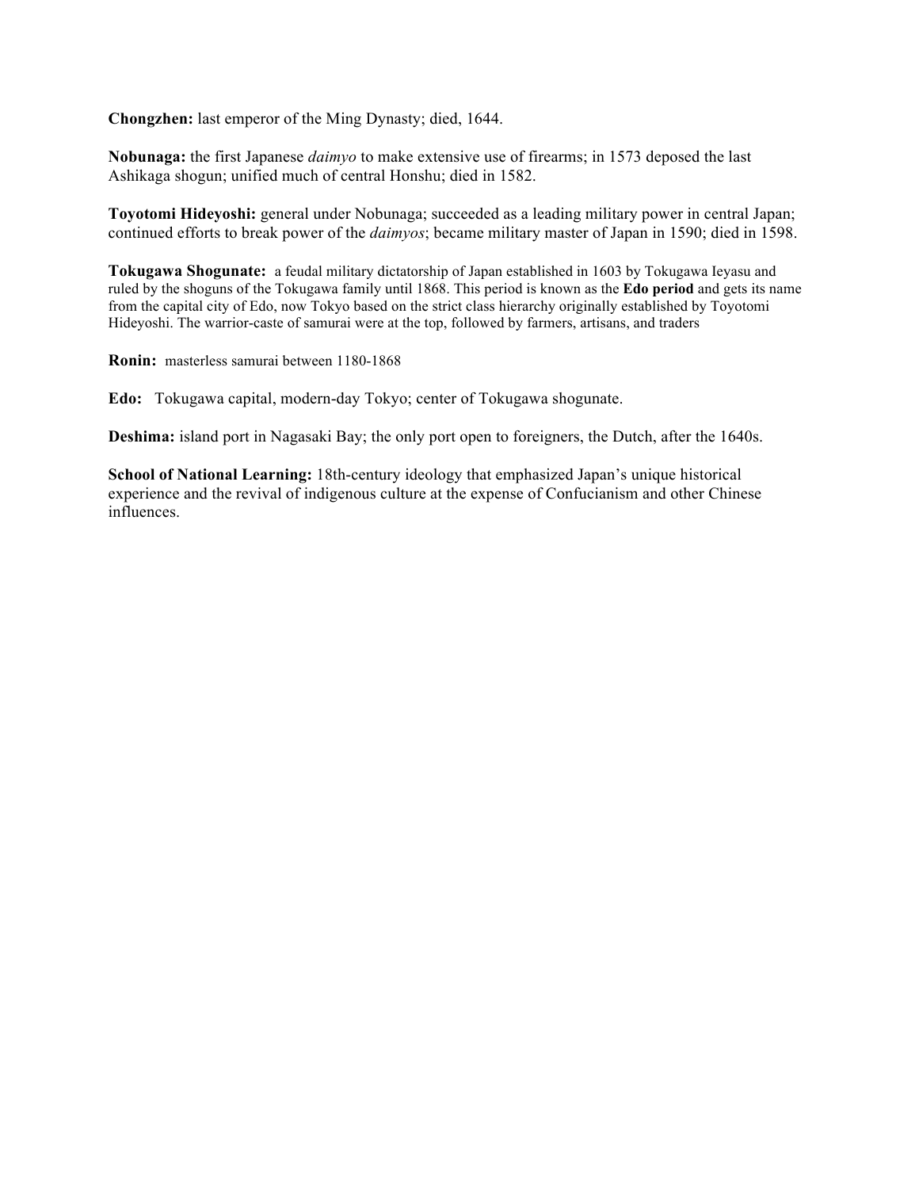**Chongzhen:** last emperor of the Ming Dynasty; died, 1644.

**Nobunaga:** the first Japanese *daimyo* to make extensive use of firearms; in 1573 deposed the last Ashikaga shogun; unified much of central Honshu; died in 1582.

**Toyotomi Hideyoshi:** general under Nobunaga; succeeded as a leading military power in central Japan; continued efforts to break power of the *daimyos*; became military master of Japan in 1590; died in 1598.

**Tokugawa Shogunate:** a feudal military dictatorship of Japan established in 1603 by Tokugawa Ieyasu and ruled by the shoguns of the Tokugawa family until 1868. This period is known as the **Edo period** and gets its name from the capital city of Edo, now Tokyo based on the strict class hierarchy originally established by Toyotomi Hideyoshi. The warrior-caste of samurai were at the top, followed by farmers, artisans, and traders

**Ronin:** masterless samurai between 1180-1868

**Edo:** Tokugawa capital, modern-day Tokyo; center of Tokugawa shogunate.

**Deshima:** island port in Nagasaki Bay; the only port open to foreigners, the Dutch, after the 1640s.

**School of National Learning:** 18th-century ideology that emphasized Japan's unique historical experience and the revival of indigenous culture at the expense of Confucianism and other Chinese influences.